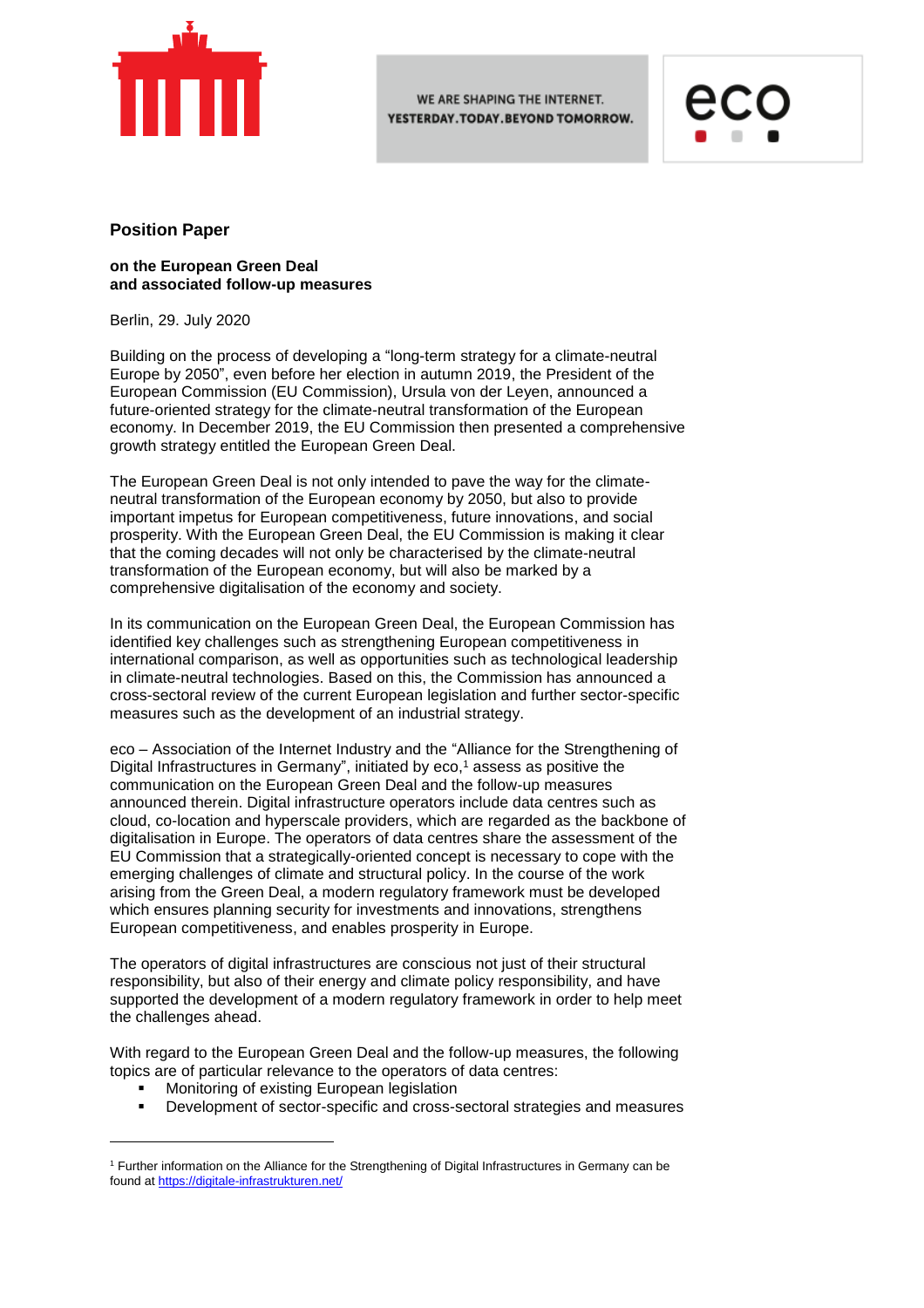# Position Paper

**on the European Green Deal and associated follow-up measures**

Berlin, 29. July 2020

Building on the process of developing a "long-term strategy for a climate-neutral Europe by 2050", even before her election in autumn 2019, the President of the European Commission (EU Commission), Ursula von der Leyen, announced a future-oriented strategy for the climate-neutral transformation of the European economy. In December 2019, the EU Commission then presented a comprehensive growth strategy entitled the European Green Deal.

The European Green Deal is not only intended to pave the way for the climate-neutral transformation of the European economy by 2050, but also to provide important impetus for European competitiveness, future innovations, and social prosperity. With the European Green Deal, the EU Commission is making it clear that the coming decades will not only be characterised by the climate-neutral transformation of the European economy, but will also be marked by a comprehensive digitalisation of the economy and society.

In its communication on the European Green Deal, the European Commission has identified key challenges such as strengthening European competitiveness in international comparison, as well as opportunities such as technological leadership in climate-neutral technologies. Based on this, the Commission has announced a cross-sectoral review of the current European legislation and further sector-specific measures such as the development of an industrial strategy.

eco – Association of the Internet Industry and the "Alliance for the Strengthening of Digital Infrastructures in Germany", initiated by eco,[1] assess as positive the communication on the European Green Deal and the follow-up measures announced therein. Digital infrastructure operators include data centres such as cloud, co-location and hyperscale providers, which are regarded as the backbone of digitalisation in Europe. The operators of data centres share the assessment of the EU Commission that a strategically-oriented concept is necessary to cope with the emerging challenges of climate and structural policy. In the course of the work arising from the Green Deal, a modern regulatory framework must be developed which ensures planning security for investments and innovations, strengthens European competitiveness, and enables prosperity in Europe.

The operators of digital infrastructures are conscious not just of their structural responsibility, but also of their energy and climate policy responsibility, and have supported the development of a modern regulatory framework in order to help meet the challenges ahead.

With regard to the European Green Deal and the follow-up measures, the following topics are of particular relevance to the operators of data centres:

- Monitoring of existing European legislation
- Development of sector-specific and cross-sectoral strategies and measures

[1] Further information on the Alliance for the Strengthening of Digital Infrastructures in Germany can be found at https://digitale-infrastrukturen.net/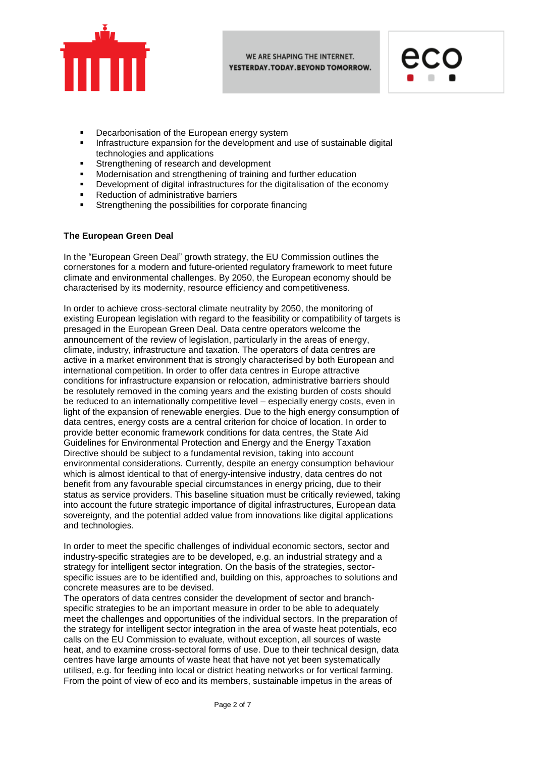- Decarbonisation of the European energy system
- Infrastructure expansion for the development and use of sustainable digital technologies and applications
- Strengthening of research and development
- Modernisation and strengthening of training and further education
- Development of digital infrastructures for the digitalisation of the economy
- Reduction of administrative barriers
- Strengthening the possibilities for corporate financing

**The European Green Deal**

In the “European Green Deal” growth strategy, the EU Commission outlines the cornerstones for a modern and future-oriented regulatory framework to meet future climate and environmental challenges. By 2050, the European economy should be characterised by its modernity, resource efficiency and competitiveness.

In order to achieve cross-sectoral climate neutrality by 2050, the monitoring of existing European legislation with regard to the feasibility or compatibility of targets is presaged in the European Green Deal. Data centre operators welcome the announcement of the review of legislation, particularly in the areas of energy, climate, industry, infrastructure and taxation. The operators of data centres are active in a market environment that is strongly characterised by both European and international competition. In order to offer data centres in Europe attractive conditions for infrastructure expansion or relocation, administrative barriers should be resolutely removed in the coming years and the existing burden of costs should be reduced to an internationally competitive level – especially energy costs, even in light of the expansion of renewable energies. Due to the high energy consumption of data centres, energy costs are a central criterion for choice of location. In order to provide better economic framework conditions for data centres, the State Aid Guidelines for Environmental Protection and Energy and the Energy Taxation Directive should be subject to a fundamental revision, taking into account environmental considerations. Currently, despite an energy consumption behaviour which is almost identical to that of energy-intensive industry, data centres do not benefit from any favourable special circumstances in energy pricing, due to their status as service providers. This baseline situation must be critically reviewed, taking into account the future strategic importance of digital infrastructures, European data sovereignty, and the potential added value from innovations like digital applications and technologies.

In order to meet the specific challenges of individual economic sectors, sector and industry-specific strategies are to be developed, e.g. an industrial strategy and a strategy for intelligent sector integration. On the basis of the strategies, sector-specific issues are to be identified and, building on this, approaches to solutions and concrete measures are to be devised.
The operators of data centres consider the development of sector and branch-specific strategies to be an important measure in order to be able to adequately meet the challenges and opportunities of the individual sectors. In the preparation of the strategy for intelligent sector integration in the area of waste heat potentials, eco calls on the EU Commission to evaluate, without exception, all sources of waste heat, and to examine cross-sectoral forms of use. Due to their technical design, data centres have large amounts of waste heat that have not yet been systematically utilised, e.g. for feeding into local or district heating networks or for vertical farming. From the point of view of eco and its members, sustainable impetus in the areas of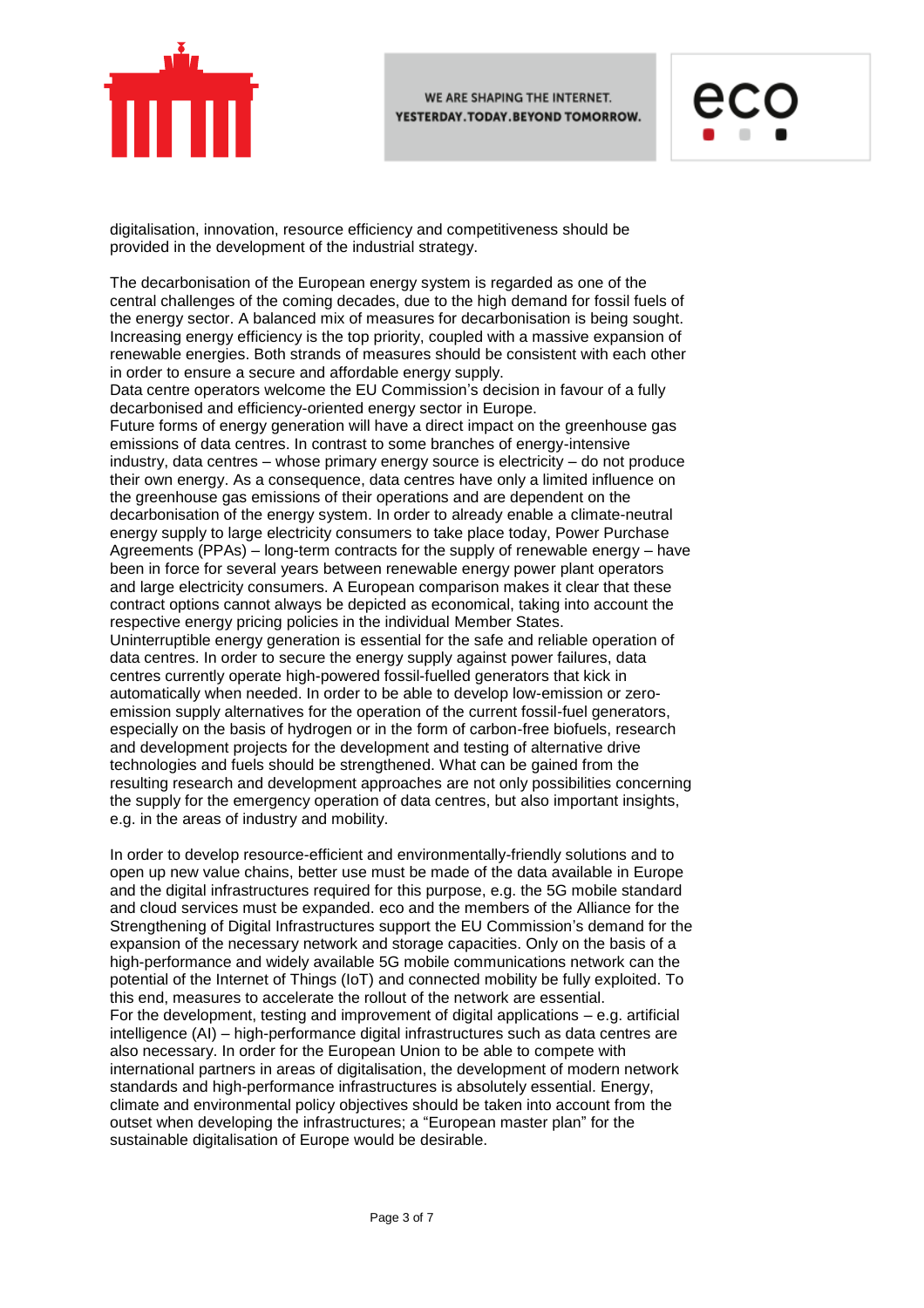digitalisation, innovation, resource efficiency and competitiveness should be provided in the development of the industrial strategy.

The decarbonisation of the European energy system is regarded as one of the central challenges of the coming decades, due to the high demand for fossil fuels of the energy sector. A balanced mix of measures for decarbonisation is being sought. Increasing energy efficiency is the top priority, coupled with a massive expansion of renewable energies. Both strands of measures should be consistent with each other in order to ensure a secure and affordable energy supply.
Data centre operators welcome the EU Commission's decision in favour of a fully decarbonised and efficiency-oriented energy sector in Europe.
Future forms of energy generation will have a direct impact on the greenhouse gas emissions of data centres. In contrast to some branches of energy-intensive industry, data centres – whose primary energy source is electricity – do not produce their own energy. As a consequence, data centres have only a limited influence on the greenhouse gas emissions of their operations and are dependent on the decarbonisation of the energy system. In order to already enable a climate-neutral energy supply to large electricity consumers to take place today, Power Purchase Agreements (PPAs) – long-term contracts for the supply of renewable energy – have been in force for several years between renewable energy power plant operators and large electricity consumers. A European comparison makes it clear that these contract options cannot always be depicted as economical, taking into account the respective energy pricing policies in the individual Member States.
Uninterruptible energy generation is essential for the safe and reliable operation of data centres. In order to secure the energy supply against power failures, data centres currently operate high-powered fossil-fuelled generators that kick in automatically when needed. In order to be able to develop low-emission or zero-emission supply alternatives for the operation of the current fossil-fuel generators, especially on the basis of hydrogen or in the form of carbon-free biofuels, research and development projects for the development and testing of alternative drive technologies and fuels should be strengthened. What can be gained from the resulting research and development approaches are not only possibilities concerning the supply for the emergency operation of data centres, but also important insights, e.g. in the areas of industry and mobility.

In order to develop resource-efficient and environmentally-friendly solutions and to open up new value chains, better use must be made of the data available in Europe and the digital infrastructures required for this purpose, e.g. the 5G mobile standard and cloud services must be expanded. eco and the members of the Alliance for the Strengthening of Digital Infrastructures support the EU Commission's demand for the expansion of the necessary network and storage capacities. Only on the basis of a high-performance and widely available 5G mobile communications network can the potential of the Internet of Things (IoT) and connected mobility be fully exploited. To this end, measures to accelerate the rollout of the network are essential.
For the development, testing and improvement of digital applications – e.g. artificial intelligence (AI) – high-performance digital infrastructures such as data centres are also necessary. In order for the European Union to be able to compete with international partners in areas of digitalisation, the development of modern network standards and high-performance infrastructures is absolutely essential. Energy, climate and environmental policy objectives should be taken into account from the outset when developing the infrastructures; a "European master plan" for the sustainable digitalisation of Europe would be desirable.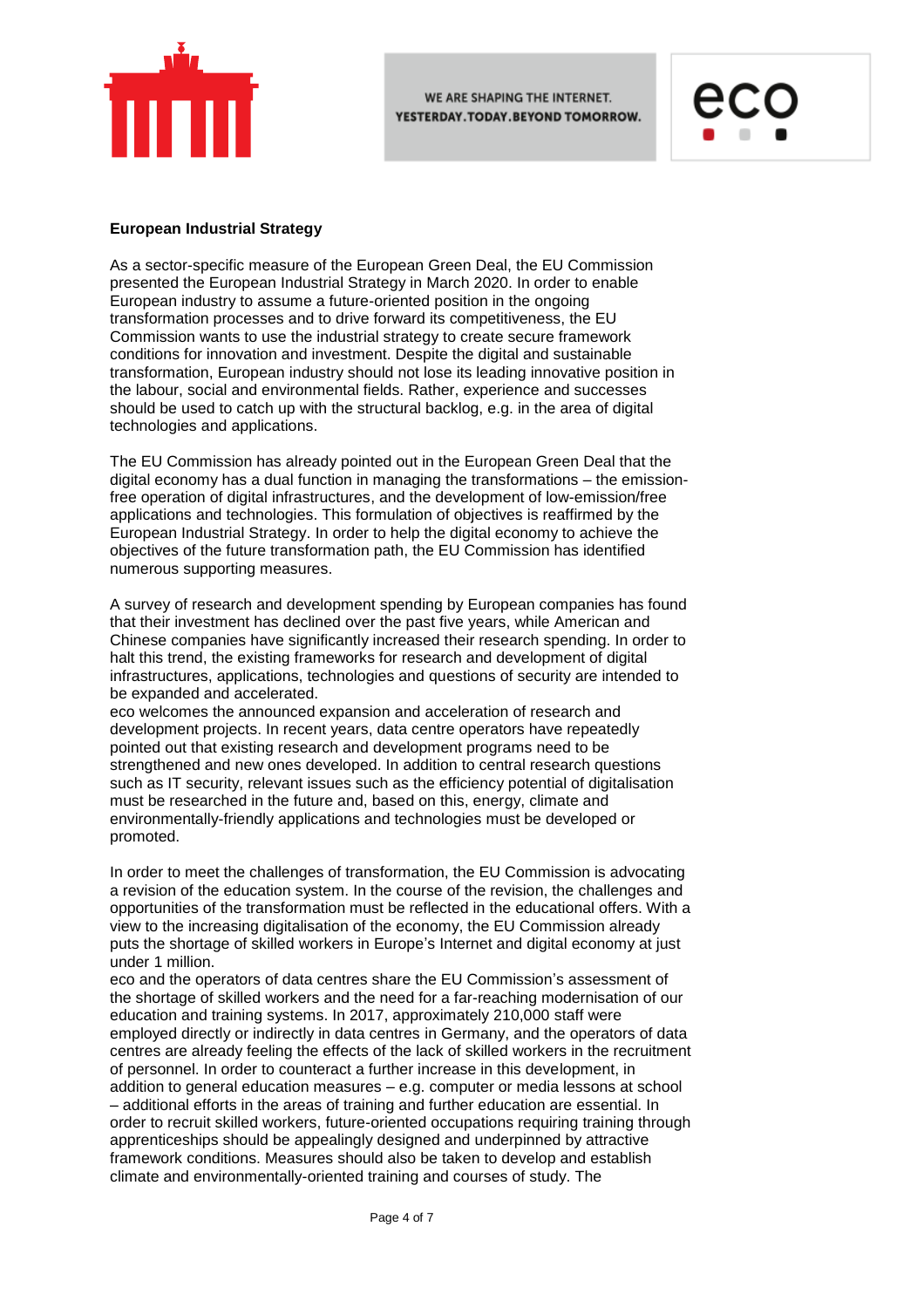## European Industrial Strategy

As a sector-specific measure of the European Green Deal, the EU Commission presented the European Industrial Strategy in March 2020. In order to enable European industry to assume a future-oriented position in the ongoing transformation processes and to drive forward its competitiveness, the EU Commission wants to use the industrial strategy to create secure framework conditions for innovation and investment. Despite the digital and sustainable transformation, European industry should not lose its leading innovative position in the labour, social and environmental fields. Rather, experience and successes should be used to catch up with the structural backlog, e.g. in the area of digital technologies and applications.

The EU Commission has already pointed out in the European Green Deal that the digital economy has a dual function in managing the transformations – the emission-free operation of digital infrastructures, and the development of low-emission/free applications and technologies. This formulation of objectives is reaffirmed by the European Industrial Strategy. In order to help the digital economy to achieve the objectives of the future transformation path, the EU Commission has identified numerous supporting measures.

A survey of research and development spending by European companies has found that their investment has declined over the past five years, while American and Chinese companies have significantly increased their research spending. In order to halt this trend, the existing frameworks for research and development of digital infrastructures, applications, technologies and questions of security are intended to be expanded and accelerated.
eco welcomes the announced expansion and acceleration of research and development projects. In recent years, data centre operators have repeatedly pointed out that existing research and development programs need to be strengthened and new ones developed. In addition to central research questions such as IT security, relevant issues such as the efficiency potential of digitalisation must be researched in the future and, based on this, energy, climate and environmentally-friendly applications and technologies must be developed or promoted.

In order to meet the challenges of transformation, the EU Commission is advocating a revision of the education system. In the course of the revision, the challenges and opportunities of the transformation must be reflected in the educational offers. With a view to the increasing digitalisation of the economy, the EU Commission already puts the shortage of skilled workers in Europe's Internet and digital economy at just under 1 million.
eco and the operators of data centres share the EU Commission's assessment of the shortage of skilled workers and the need for a far-reaching modernisation of our education and training systems. In 2017, approximately 210,000 staff were employed directly or indirectly in data centres in Germany, and the operators of data centres are already feeling the effects of the lack of skilled workers in the recruitment of personnel. In order to counteract a further increase in this development, in addition to general education measures – e.g. computer or media lessons at school – additional efforts in the areas of training and further education are essential. In order to recruit skilled workers, future-oriented occupations requiring training through apprenticeships should be appealingly designed and underpinned by attractive framework conditions. Measures should also be taken to develop and establish climate and environmentally-oriented training and courses of study. The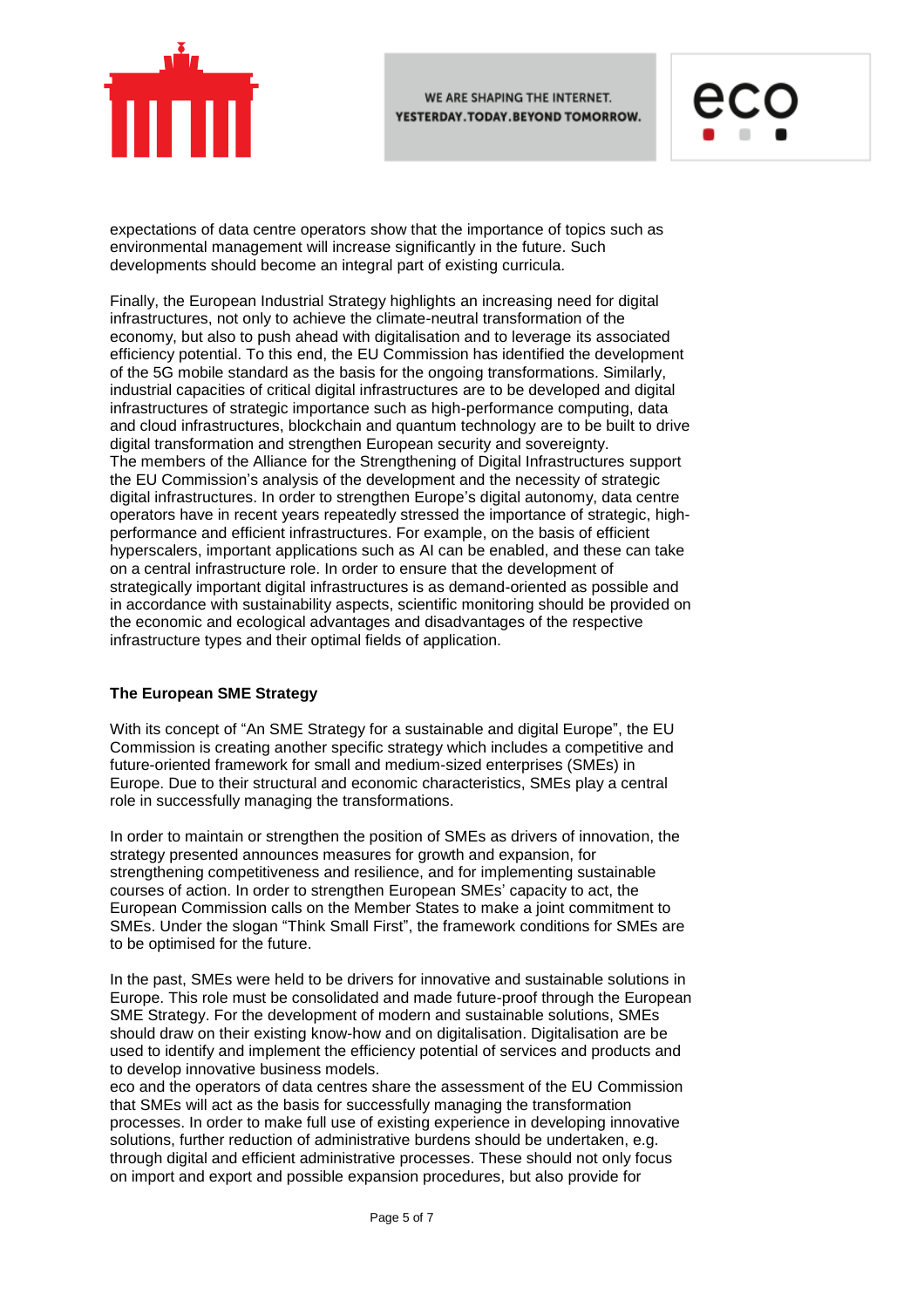expectations of data centre operators show that the importance of topics such as environmental management will increase significantly in the future. Such developments should become an integral part of existing curricula.

Finally, the European Industrial Strategy highlights an increasing need for digital infrastructures, not only to achieve the climate-neutral transformation of the economy, but also to push ahead with digitalisation and to leverage its associated efficiency potential. To this end, the EU Commission has identified the development of the 5G mobile standard as the basis for the ongoing transformations. Similarly, industrial capacities of critical digital infrastructures are to be developed and digital infrastructures of strategic importance such as high-performance computing, data and cloud infrastructures, blockchain and quantum technology are to be built to drive digital transformation and strengthen European security and sovereignty.
The members of the Alliance for the Strengthening of Digital Infrastructures support the EU Commission's analysis of the development and the necessity of strategic digital infrastructures. In order to strengthen Europe's digital autonomy, data centre operators have in recent years repeatedly stressed the importance of strategic, high-performance and efficient infrastructures. For example, on the basis of efficient hyperscalers, important applications such as AI can be enabled, and these can take on a central infrastructure role. In order to ensure that the development of strategically important digital infrastructures is as demand-oriented as possible and in accordance with sustainability aspects, scientific monitoring should be provided on the economic and ecological advantages and disadvantages of the respective infrastructure types and their optimal fields of application.

**The European SME Strategy**

With its concept of "An SME Strategy for a sustainable and digital Europe", the EU Commission is creating another specific strategy which includes a competitive and future-oriented framework for small and medium-sized enterprises (SMEs) in Europe. Due to their structural and economic characteristics, SMEs play a central role in successfully managing the transformations.

In order to maintain or strengthen the position of SMEs as drivers of innovation, the strategy presented announces measures for growth and expansion, for strengthening competitiveness and resilience, and for implementing sustainable courses of action. In order to strengthen European SMEs' capacity to act, the European Commission calls on the Member States to make a joint commitment to SMEs. Under the slogan "Think Small First", the framework conditions for SMEs are to be optimised for the future.

In the past, SMEs were held to be drivers for innovative and sustainable solutions in Europe. This role must be consolidated and made future-proof through the European SME Strategy. For the development of modern and sustainable solutions, SMEs should draw on their existing know-how and on digitalisation. Digitalisation are be used to identify and implement the efficiency potential of services and products and to develop innovative business models.
eco and the operators of data centres share the assessment of the EU Commission that SMEs will act as the basis for successfully managing the transformation processes. In order to make full use of existing experience in developing innovative solutions, further reduction of administrative burdens should be undertaken, e.g. through digital and efficient administrative processes. These should not only focus on import and export and possible expansion procedures, but also provide for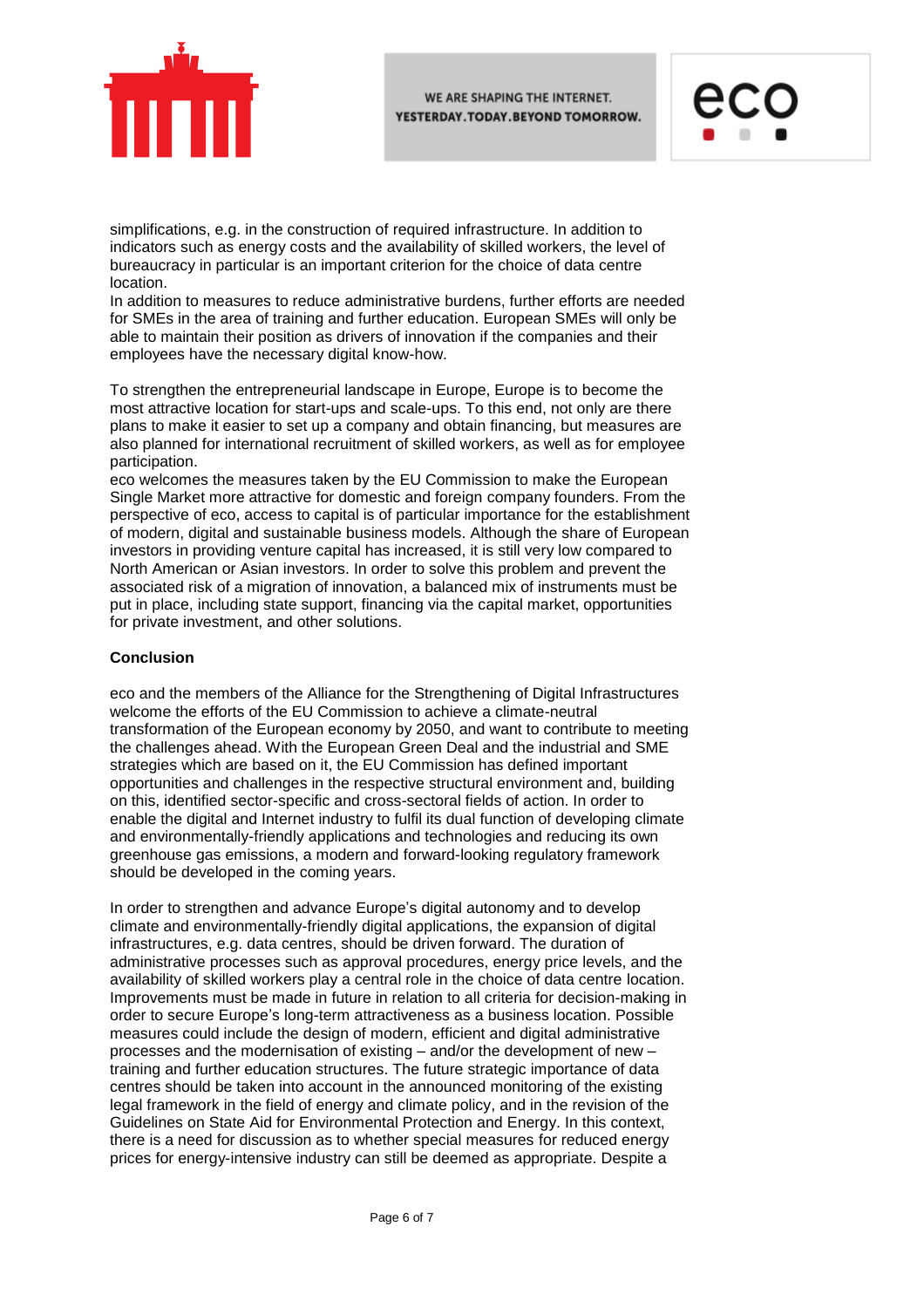simplifications, e.g. in the construction of required infrastructure. In addition to indicators such as energy costs and the availability of skilled workers, the level of bureaucracy in particular is an important criterion for the choice of data centre location.

In addition to measures to reduce administrative burdens, further efforts are needed for SMEs in the area of training and further education. European SMEs will only be able to maintain their position as drivers of innovation if the companies and their employees have the necessary digital know-how.

To strengthen the entrepreneurial landscape in Europe, Europe is to become the most attractive location for start-ups and scale-ups. To this end, not only are there plans to make it easier to set up a company and obtain financing, but measures are also planned for international recruitment of skilled workers, as well as for employee participation.

eco welcomes the measures taken by the EU Commission to make the European Single Market more attractive for domestic and foreign company founders. From the perspective of eco, access to capital is of particular importance for the establishment of modern, digital and sustainable business models. Although the share of European investors in providing venture capital has increased, it is still very low compared to North American or Asian investors. In order to solve this problem and prevent the associated risk of a migration of innovation, a balanced mix of instruments must be put in place, including state support, financing via the capital market, opportunities for private investment, and other solutions.

**Conclusion**

eco and the members of the Alliance for the Strengthening of Digital Infrastructures welcome the efforts of the EU Commission to achieve a climate-neutral transformation of the European economy by 2050, and want to contribute to meeting the challenges ahead. With the European Green Deal and the industrial and SME strategies which are based on it, the EU Commission has defined important opportunities and challenges in the respective structural environment and, building on this, identified sector-specific and cross-sectoral fields of action. In order to enable the digital and Internet industry to fulfil its dual function of developing climate and environmentally-friendly applications and technologies and reducing its own greenhouse gas emissions, a modern and forward-looking regulatory framework should be developed in the coming years.

In order to strengthen and advance Europe's digital autonomy and to develop climate and environmentally-friendly digital applications, the expansion of digital infrastructures, e.g. data centres, should be driven forward. The duration of administrative processes such as approval procedures, energy price levels, and the availability of skilled workers play a central role in the choice of data centre location. Improvements must be made in future in relation to all criteria for decision-making in order to secure Europe's long-term attractiveness as a business location. Possible measures could include the design of modern, efficient and digital administrative processes and the modernisation of existing – and/or the development of new – training and further education structures. The future strategic importance of data centres should be taken into account in the announced monitoring of the existing legal framework in the field of energy and climate policy, and in the revision of the Guidelines on State Aid for Environmental Protection and Energy. In this context, there is a need for discussion as to whether special measures for reduced energy prices for energy-intensive industry can still be deemed as appropriate. Despite a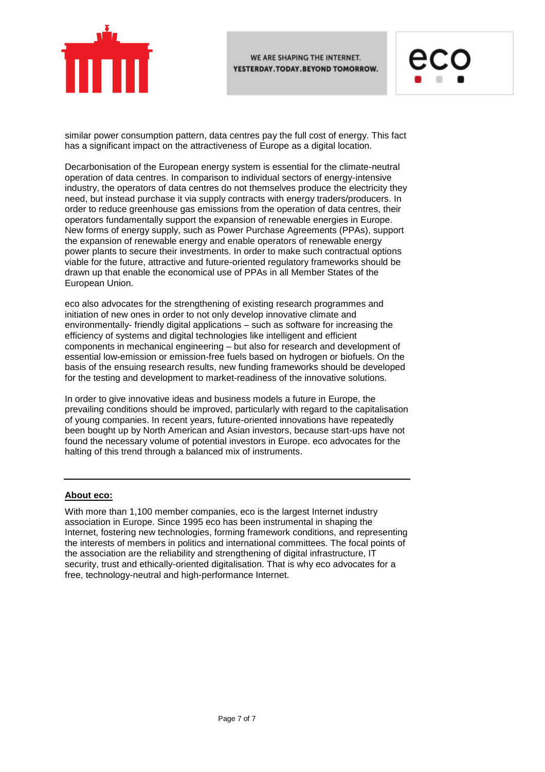similar power consumption pattern, data centres pay the full cost of energy. This fact has a significant impact on the attractiveness of Europe as a digital location.

Decarbonisation of the European energy system is essential for the climate-neutral operation of data centres. In comparison to individual sectors of energy-intensive industry, the operators of data centres do not themselves produce the electricity they need, but instead purchase it via supply contracts with energy traders/producers. In order to reduce greenhouse gas emissions from the operation of data centres, their operators fundamentally support the expansion of renewable energies in Europe. New forms of energy supply, such as Power Purchase Agreements (PPAs), support the expansion of renewable energy and enable operators of renewable energy power plants to secure their investments. In order to make such contractual options viable for the future, attractive and future-oriented regulatory frameworks should be drawn up that enable the economical use of PPAs in all Member States of the European Union.

eco also advocates for the strengthening of existing research programmes and initiation of new ones in order to not only develop innovative climate and environmentally- friendly digital applications – such as software for increasing the efficiency of systems and digital technologies like intelligent and efficient components in mechanical engineering – but also for research and development of essential low-emission or emission-free fuels based on hydrogen or biofuels. On the basis of the ensuing research results, new funding frameworks should be developed for the testing and development to market-readiness of the innovative solutions.

In order to give innovative ideas and business models a future in Europe, the prevailing conditions should be improved, particularly with regard to the capitalisation of young companies. In recent years, future-oriented innovations have repeatedly been bought up by North American and Asian investors, because start-ups have not found the necessary volume of potential investors in Europe. eco advocates for the halting of this trend through a balanced mix of instruments.

---

**About eco:**

With more than 1,100 member companies, eco is the largest Internet industry association in Europe. Since 1995 eco has been instrumental in shaping the Internet, fostering new technologies, forming framework conditions, and representing the interests of members in politics and international committees. The focal points of the association are the reliability and strengthening of digital infrastructure, IT security, trust and ethically-oriented digitalisation. That is why eco advocates for a free, technology-neutral and high-performance Internet.